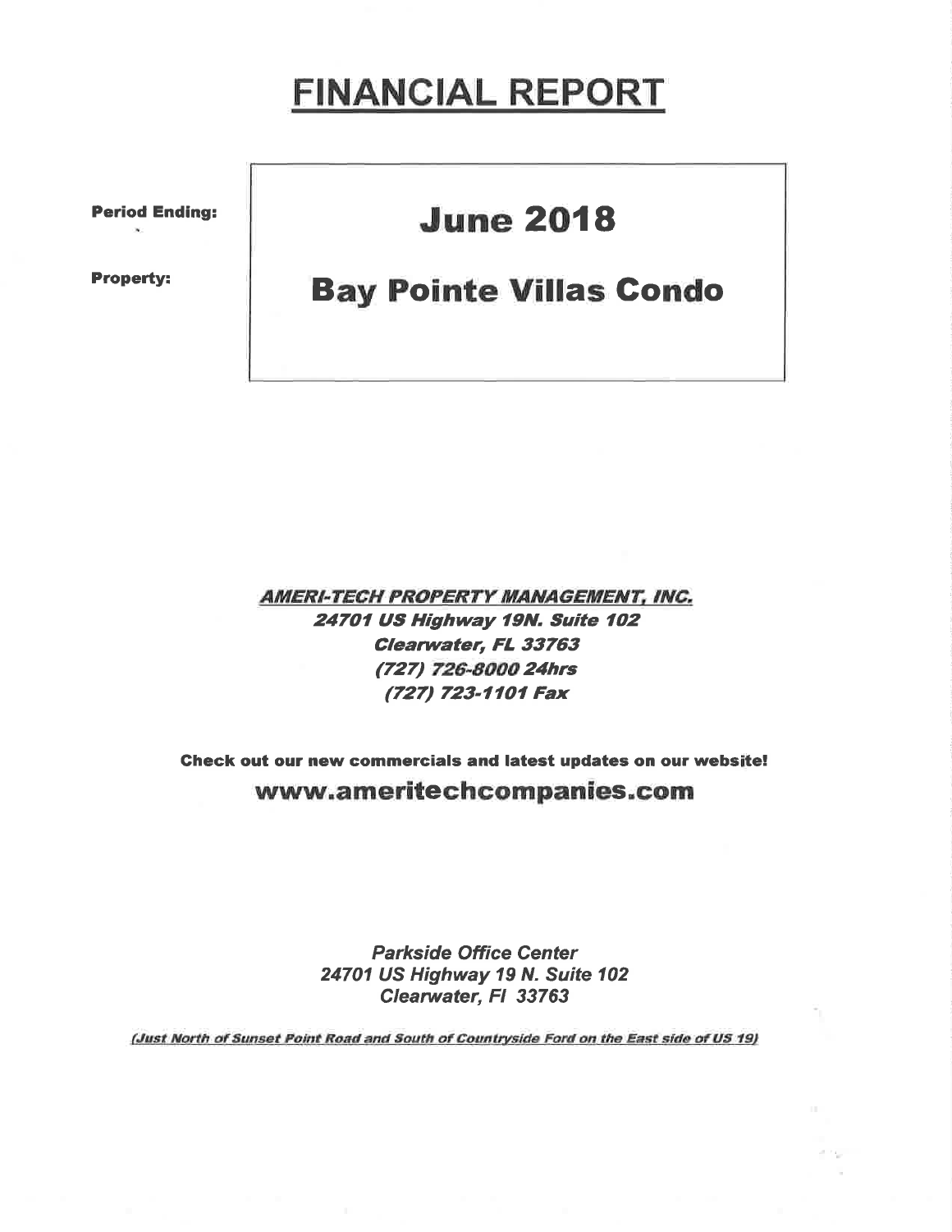# FINANCIAL REPORT

**Period Ending:** **June 2018**

**Property:** **Bay Pointe Villas Condo**

***AMERI-TECH PROPERTY MANAGEMENT, INC.***
***24701 US Highway 19N. Suite 102***
***Clearwater, FL 33763***
***(727) 726-8000 24hrs***
***(727) 723-1101 Fax***

**Check out our new commercials and latest updates on our website!**

**www.ameritechcompanies.com**

*Parkside Office Center*
*24701 US Highway 19 N. Suite 102*
*Clearwater, Fl 33763*

*(Just North of Sunset Point Road and South of Countryside Ford on the East side of US 19)*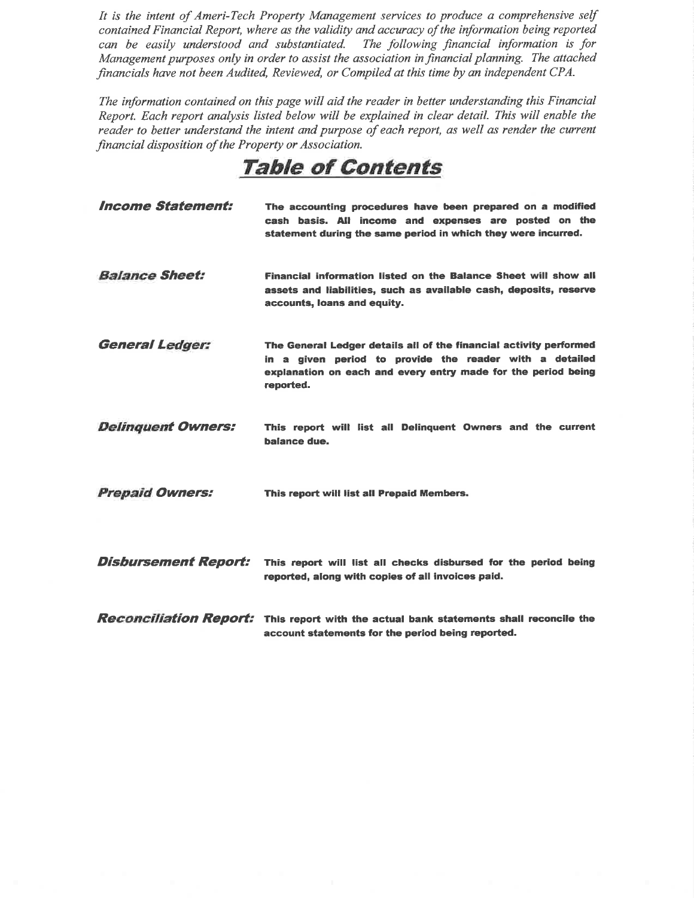*It is the intent of Ameri-Tech Property Management services to produce a comprehensive self contained Financial Report, where as the validity and accuracy of the information being reported can be easily understood and substantiated. The following financial information is for Management purposes only in order to assist the association in financial planning. The attached financials have not been Audited, Reviewed, or Compiled at this time by an independent CPA.*

*The information contained on this page will aid the reader in better understanding this Financial Report. Each report analysis listed below will be explained in clear detail. This will enable the reader to better understand the intent and purpose of each report, as well as render the current financial disposition of the Property or Association.*

# Table of Contents

***Income Statement:*** **The accounting procedures have been prepared on a modified cash basis. All income and expenses are posted on the statement during the same period in which they were incurred.**

***Balance Sheet:*** **Financial information listed on the Balance Sheet will show all assets and liabilities, such as available cash, deposits, reserve accounts, loans and equity.**

***General Ledger:*** **The General Ledger details all of the financial activity performed in a given period to provide the reader with a detailed explanation on each and every entry made for the period being reported.**

***Delinquent Owners:*** **This report will list all Delinquent Owners and the current balance due.**

***Prepaid Owners:*** **This report will list all Prepaid Members.**

***Disbursement Report:*** **This report will list all checks disbursed for the period being reported, along with copies of all invoices paid.**

***Reconciliation Report:*** **This report with the actual bank statements shall reconcile the account statements for the period being reported.**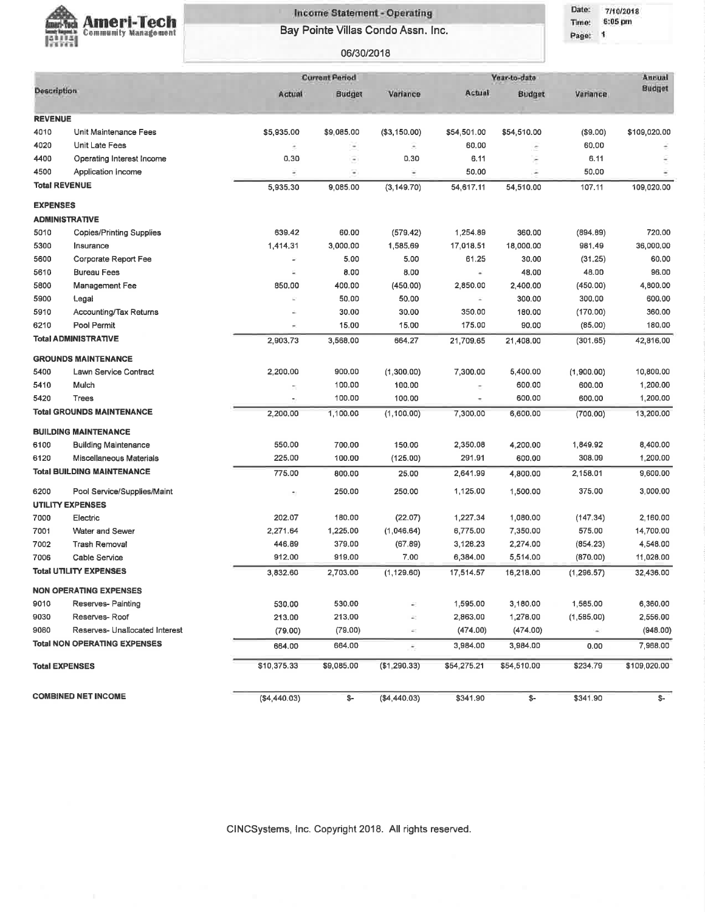Ameri-Tech Community Management

**Income Statement - Operating**

**Bay Pointe Villas Condo Assn. Inc.**

06/30/2018

Date: 7/10/2018
Time: 6:05 pm
Page: 1

| Description | | Current Period | | | Year-to-date | | | Annual Budget |
|---|---|---|---|---|---|---|---|---|
| | | Actual | Budget | Variance | Actual | Budget | Variance | |
| **REVENUE** | | | | | | | | |
| 4010 | Unit Maintenance Fees | $5,935.00 | $9,085.00 | ($3,150.00) | $54,501.00 | $54,510.00 | ($9.00) | $109,020.00 |
| 4020 | Unit Late Fees | - | - | - | 60.00 | - | 60.00 | - |
| 4400 | Operating Interest Income | 0.30 | - | 0.30 | 6.11 | - | 6.11 | - |
| 4500 | Application Income | - | - | - | 50.00 | - | 50.00 | - |
| **Total REVENUE** | | 5,935.30 | 9,085.00 | (3,149.70) | 54,617.11 | 54,510.00 | 107.11 | 109,020.00 |
| **EXPENSES** | | | | | | | | |
| **ADMINISTRATIVE** | | | | | | | | |
| 5010 | Copies/Printing Supplies | 639.42 | 60.00 | (579.42) | 1,254.89 | 360.00 | (894.89) | 720.00 |
| 5300 | Insurance | 1,414.31 | 3,000.00 | 1,585.69 | 17,018.51 | 18,000.00 | 981.49 | 36,000.00 |
| 5600 | Corporate Report Fee | - | 5.00 | 5.00 | 61.25 | 30.00 | (31.25) | 60.00 |
| 5610 | Bureau Fees | - | 8.00 | 8.00 | - | 48.00 | 48.00 | 96.00 |
| 5800 | Management Fee | 850.00 | 400.00 | (450.00) | 2,850.00 | 2,400.00 | (450.00) | 4,800.00 |
| 5900 | Legal | - | 50.00 | 50.00 | - | 300.00 | 300.00 | 600.00 |
| 5910 | Accounting/Tax Returns | - | 30.00 | 30.00 | 350.00 | 180.00 | (170.00) | 360.00 |
| 6210 | Pool Permit | - | 15.00 | 15.00 | 175.00 | 90.00 | (85.00) | 180.00 |
| **Total ADMINISTRATIVE** | | 2,903.73 | 3,568.00 | 664.27 | 21,709.65 | 21,408.00 | (301.65) | 42,816.00 |
| **GROUNDS MAINTENANCE** | | | | | | | | |
| 5400 | Lawn Service Contract | 2,200.00 | 900.00 | (1,300.00) | 7,300.00 | 5,400.00 | (1,900.00) | 10,800.00 |
| 5410 | Mulch | - | 100.00 | 100.00 | - | 600.00 | 600.00 | 1,200.00 |
| 5420 | Trees | - | 100.00 | 100.00 | - | 600.00 | 600.00 | 1,200.00 |
| **Total GROUNDS MAINTENANCE** | | 2,200.00 | 1,100.00 | (1,100.00) | 7,300.00 | 6,600.00 | (700.00) | 13,200.00 |
| **BUILDING MAINTENANCE** | | | | | | | | |
| 6100 | Building Maintenance | 550.00 | 700.00 | 150.00 | 2,350.08 | 4,200.00 | 1,849.92 | 8,400.00 |
| 6120 | Miscellaneous Materials | 225.00 | 100.00 | (125.00) | 291.91 | 600.00 | 308.09 | 1,200.00 |
| **Total BUILDING MAINTENANCE** | | 775.00 | 800.00 | 25.00 | 2,641.99 | 4,800.00 | 2,158.01 | 9,600.00 |
| 6200 | Pool Service/Supplies/Maint | - | 250.00 | 250.00 | 1,125.00 | 1,500.00 | 375.00 | 3,000.00 |
| **UTILITY EXPENSES** | | | | | | | | |
| 7000 | Electric | 202.07 | 180.00 | (22.07) | 1,227.34 | 1,080.00 | (147.34) | 2,160.00 |
| 7001 | Water and Sewer | 2,271.64 | 1,225.00 | (1,046.64) | 6,775.00 | 7,350.00 | 575.00 | 14,700.00 |
| 7002 | Trash Removal | 446.89 | 379.00 | (67.89) | 3,128.23 | 2,274.00 | (854.23) | 4,548.00 |
| 7006 | Cable Service | 912.00 | 919.00 | 7.00 | 6,384.00 | 5,514.00 | (870.00) | 11,028.00 |
| **Total UTILITY EXPENSES** | | 3,832.60 | 2,703.00 | (1,129.60) | 17,514.57 | 16,218.00 | (1,296.57) | 32,436.00 |
| **NON OPERATING EXPENSES** | | | | | | | | |
| 9010 | Reserves- Painting | 530.00 | 530.00 | - | 1,595.00 | 3,180.00 | 1,585.00 | 6,360.00 |
| 9030 | Reserves- Roof | 213.00 | 213.00 | - | 2,863.00 | 1,278.00 | (1,585.00) | 2,556.00 |
| 9080 | Reserves- Unallocated Interest | (79.00) | (79.00) | - | (474.00) | (474.00) | - | (948.00) |
| **Total NON OPERATING EXPENSES** | | 664.00 | 664.00 | - | 3,984.00 | 3,984.00 | 0.00 | 7,968.00 |
| **Total EXPENSES** | | $10,375.33 | $9,085.00 | ($1,290.33) | $54,275.21 | $54,510.00 | $234.79 | $109,020.00 |
| **COMBINED NET INCOME** | | ($4,440.03) | $- | ($4,440.03) | $341.90 | $- | $341.90 | $- |

CINCSystems, Inc. Copyright 2018. All rights reserved.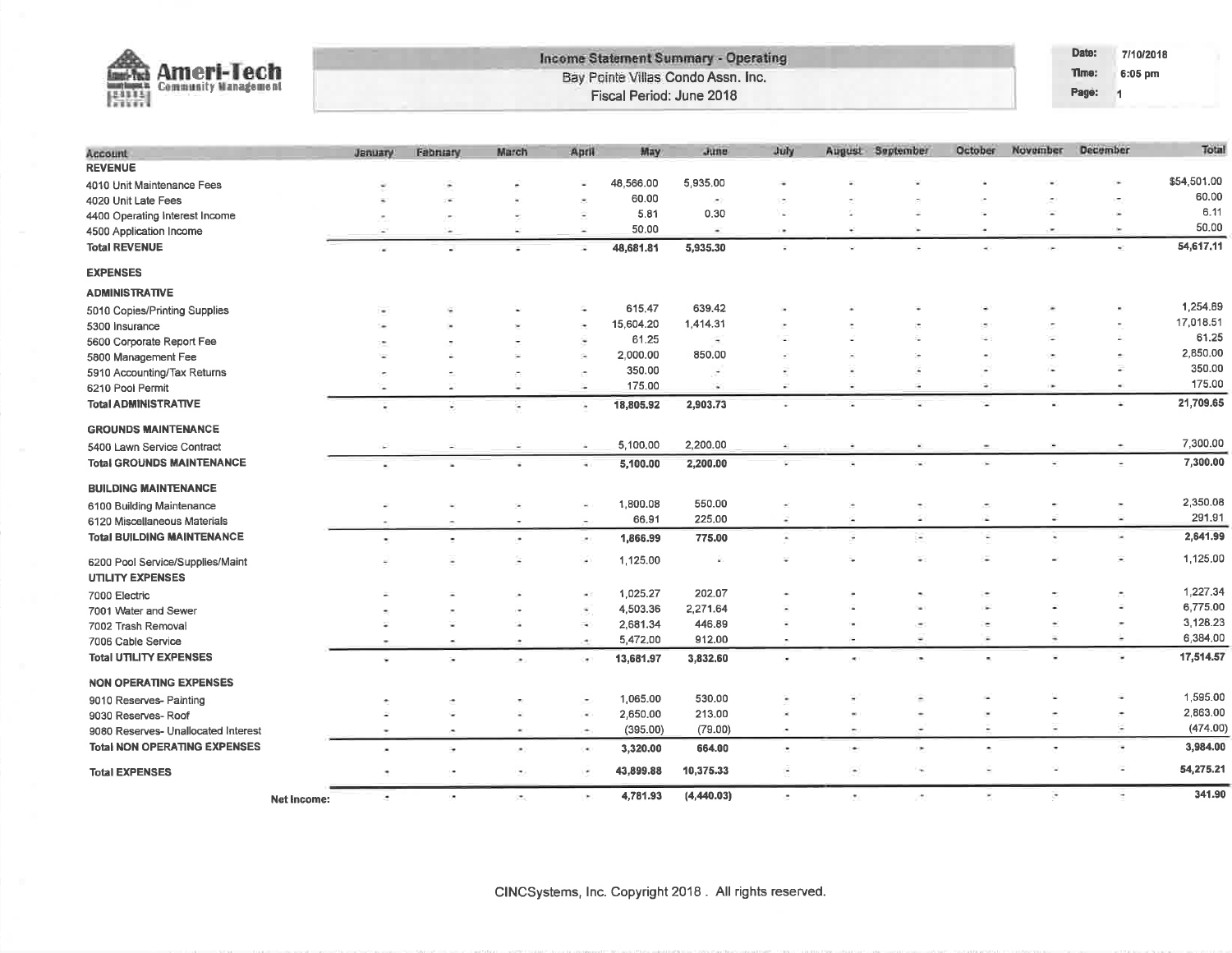**Ameri-Tech Community Management**

## Income Statement Summary - Operating

Bay Pointe Villas Condo Assn. Inc.

Fiscal Period: June 2018

Date: 7/10/2018
Time: 6:05 pm
Page: 1

| Account | January | February | March | April | May | June | July | August | September | October | November | December | Total |
|---|---|---|---|---|---|---|---|---|---|---|---|---|---|
| **REVENUE** | | | | | | | | | | | | | |
| 4010 Unit Maintenance Fees | - | - | - | - | 48,566.00 | 5,935.00 | - | - | - | - | - | - | $54,501.00 |
| 4020 Unit Late Fees | - | - | - | - | 60.00 | - | - | - | - | - | - | - | 60.00 |
| 4400 Operating Interest Income | - | - | - | - | 5.81 | 0.30 | - | - | - | - | - | - | 6.11 |
| 4500 Application Income | - | - | - | - | 50.00 | - | - | - | - | - | - | - | 50.00 |
| **Total REVENUE** | - | - | - | - | 48,681.81 | 5,935.30 | - | - | - | - | - | - | 54,617.11 |
| **EXPENSES** | | | | | | | | | | | | | |
| **ADMINISTRATIVE** | | | | | | | | | | | | | |
| 5010 Copies/Printing Supplies | - | - | - | - | 615.47 | 639.42 | - | - | - | - | - | - | 1,254.89 |
| 5300 Insurance | - | - | - | - | 15,604.20 | 1,414.31 | - | - | - | - | - | - | 17,018.51 |
| 5600 Corporate Report Fee | - | - | - | - | 61.25 | - | - | - | - | - | - | - | 61.25 |
| 5800 Management Fee | - | - | - | - | 2,000.00 | 850.00 | - | - | - | - | - | - | 2,850.00 |
| 5910 Accounting/Tax Returns | - | - | - | - | 350.00 | - | - | - | - | - | - | - | 350.00 |
| 6210 Pool Permit | - | - | - | - | 175.00 | - | - | - | - | - | - | - | 175.00 |
| **Total ADMINISTRATIVE** | - | - | - | - | 18,805.92 | 2,903.73 | - | - | - | - | - | - | 21,709.65 |
| **GROUNDS MAINTENANCE** | | | | | | | | | | | | | |
| 5400 Lawn Service Contract | - | - | - | - | 5,100.00 | 2,200.00 | - | - | - | - | - | - | 7,300.00 |
| **Total GROUNDS MAINTENANCE** | - | - | - | - | 5,100.00 | 2,200.00 | - | - | - | - | - | - | 7,300.00 |
| **BUILDING MAINTENANCE** | | | | | | | | | | | | | |
| 6100 Building Maintenance | - | - | - | - | 1,800.08 | 550.00 | - | - | - | - | - | - | 2,350.08 |
| 6120 Miscellaneous Materials | - | - | - | - | 66.91 | 225.00 | - | - | - | - | - | - | 291.91 |
| **Total BUILDING MAINTENANCE** | - | - | - | - | 1,866.99 | 775.00 | - | - | - | - | - | - | 2,641.99 |
| 6200 Pool Service/Supplies/Maint | - | - | - | - | 1,125.00 | - | - | - | - | - | - | - | 1,125.00 |
| **UTILITY EXPENSES** | | | | | | | | | | | | | |
| 7000 Electric | - | - | - | - | 1,025.27 | 202.07 | - | - | - | - | - | - | 1,227.34 |
| 7001 Water and Sewer | - | - | - | - | 4,503.36 | 2,271.64 | - | - | - | - | - | - | 6,775.00 |
| 7002 Trash Removal | - | - | - | - | 2,681.34 | 446.89 | - | - | - | - | - | - | 3,128.23 |
| 7006 Cable Service | - | - | - | - | 5,472.00 | 912.00 | - | - | - | - | - | - | 6,384.00 |
| **Total UTILITY EXPENSES** | - | - | - | - | 13,681.97 | 3,832.60 | - | - | - | - | - | - | 17,514.57 |
| **NON OPERATING EXPENSES** | | | | | | | | | | | | | |
| 9010 Reserves- Painting | - | - | - | - | 1,065.00 | 530.00 | - | - | - | - | - | - | 1,595.00 |
| 9030 Reserves- Roof | - | - | - | - | 2,650.00 | 213.00 | - | - | - | - | - | - | 2,863.00 |
| 9080 Reserves- Unallocated Interest | - | - | - | - | (395.00) | (79.00) | - | - | - | - | - | - | (474.00) |
| **Total NON OPERATING EXPENSES** | - | - | - | - | 3,320.00 | 664.00 | - | - | - | - | - | - | 3,984.00 |
| **Total EXPENSES** | - | - | - | - | 43,899.88 | 10,375.33 | - | - | - | - | - | - | 54,275.21 |
| **Net Income:** | - | - | - | - | 4,781.93 | (4,440.03) | - | - | - | - | - | - | 341.90 |

CINCSystems, Inc. Copyright 2018 . All rights reserved.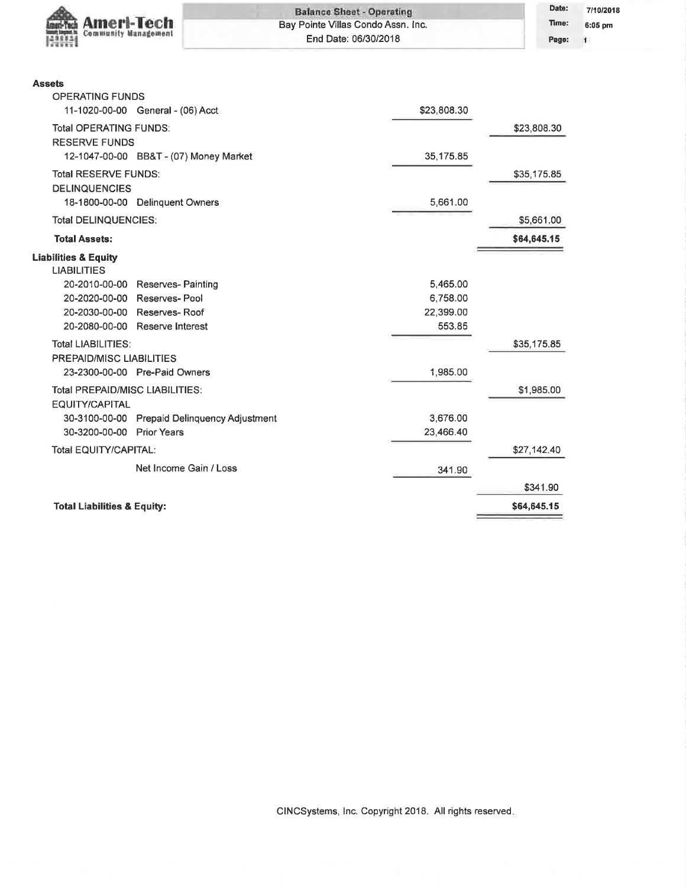**Ameri-Tech Community Management**

**Balance Sheet - Operating**
Bay Pointe Villas Condo Assn. Inc.
End Date: 06/30/2018

Date: 7/10/2018
Time: 6:05 pm
Page: 1

| | | |
|---|---|---|
| **Assets** | | |
| OPERATING FUNDS | | |
| 11-1020-00-00 General - (06) Acct | $23,808.30 | |
| Total OPERATING FUNDS: | | $23,808.30 |
| RESERVE FUNDS | | |
| 12-1047-00-00 BB&T - (07) Money Market | 35,175.85 | |
| Total RESERVE FUNDS: | | $35,175.85 |
| DELINQUENCIES | | |
| 18-1800-00-00 Delinquent Owners | 5,661.00 | |
| Total DELINQUENCIES: | | $5,661.00 |
| **Total Assets:** | | **$64,645.15** |
| **Liabilities & Equity** | | |
| LIABILITIES | | |
| 20-2010-00-00 Reserves- Painting | 5,465.00 | |
| 20-2020-00-00 Reserves- Pool | 6,758.00 | |
| 20-2030-00-00 Reserves- Roof | 22,399.00 | |
| 20-2080-00-00 Reserve Interest | 553.85 | |
| Total LIABILITIES: | | $35,175.85 |
| PREPAID/MISC LIABILITIES | | |
| 23-2300-00-00 Pre-Paid Owners | 1,985.00 | |
| Total PREPAID/MISC LIABILITIES: | | $1,985.00 |
| EQUITY/CAPITAL | | |
| 30-3100-00-00 Prepaid Delinquency Adjustment | 3,676.00 | |
| 30-3200-00-00 Prior Years | 23,466.40 | |
| Total EQUITY/CAPITAL: | | $27,142.40 |
| Net Income Gain / Loss | 341.90 | |
| | | $341.90 |
| **Total Liabilities & Equity:** | | **$64,645.15** |

CINCSystems, Inc. Copyright 2018. All rights reserved.